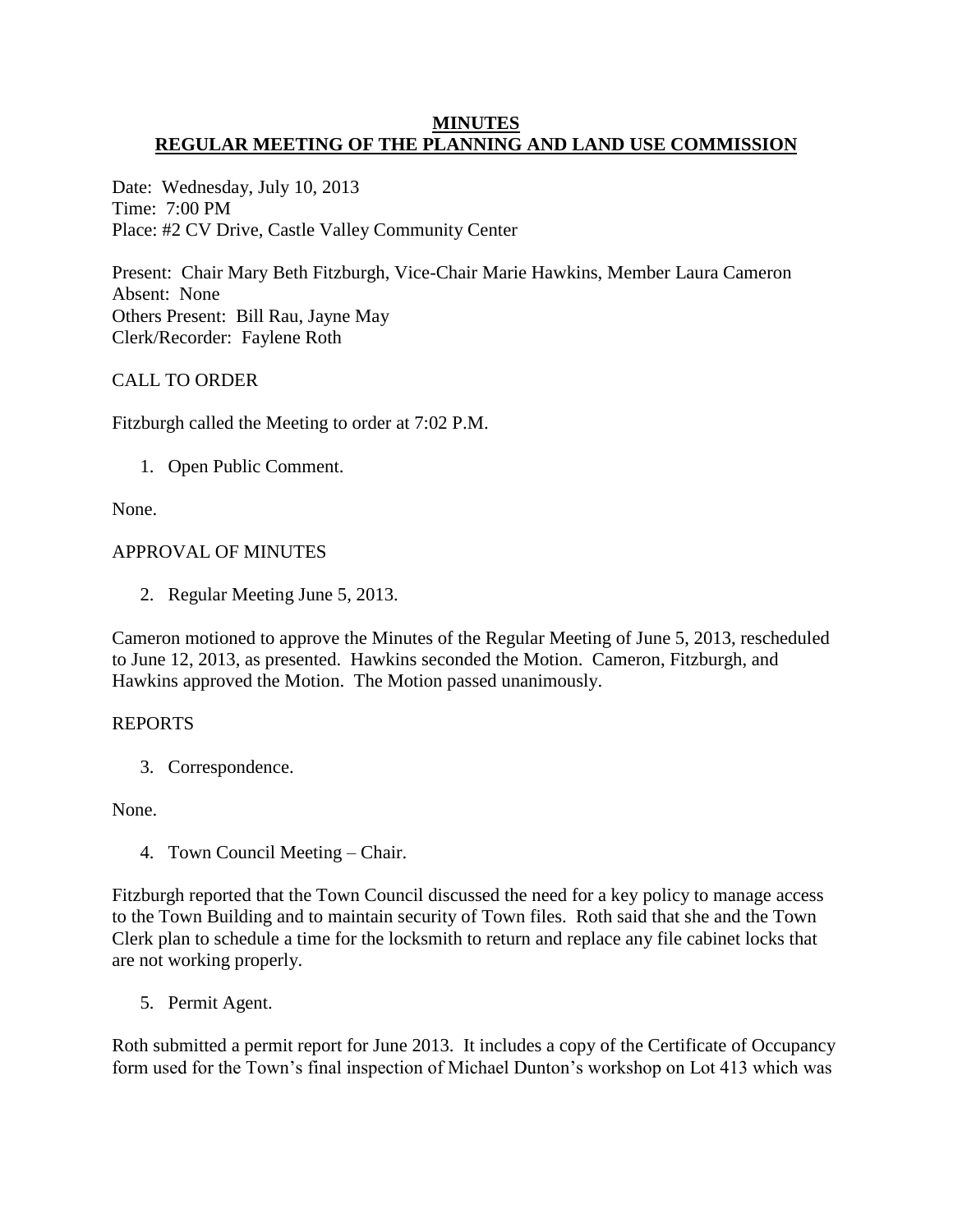# MINUTES
## REGULAR MEETING OF THE PLANNING AND LAND USE COMMISSION

Date: Wednesday, July 10, 2013
Time: 7:00 PM
Place: #2 CV Drive, Castle Valley Community Center

Present: Chair Mary Beth Fitzburgh, Vice-Chair Marie Hawkins, Member Laura Cameron
Absent: None
Others Present: Bill Rau, Jayne May
Clerk/Recorder: Faylene Roth

CALL TO ORDER

Fitzburgh called the Meeting to order at 7:02 P.M.

1. Open Public Comment.

None.

APPROVAL OF MINUTES

2. Regular Meeting June 5, 2013.

Cameron motioned to approve the Minutes of the Regular Meeting of June 5, 2013, rescheduled to June 12, 2013, as presented. Hawkins seconded the Motion. Cameron, Fitzburgh, and Hawkins approved the Motion. The Motion passed unanimously.

REPORTS

3. Correspondence.

None.

4. Town Council Meeting – Chair.

Fitzburgh reported that the Town Council discussed the need for a key policy to manage access to the Town Building and to maintain security of Town files. Roth said that she and the Town Clerk plan to schedule a time for the locksmith to return and replace any file cabinet locks that are not working properly.

5. Permit Agent.

Roth submitted a permit report for June 2013. It includes a copy of the Certificate of Occupancy form used for the Town's final inspection of Michael Dunton's workshop on Lot 413 which was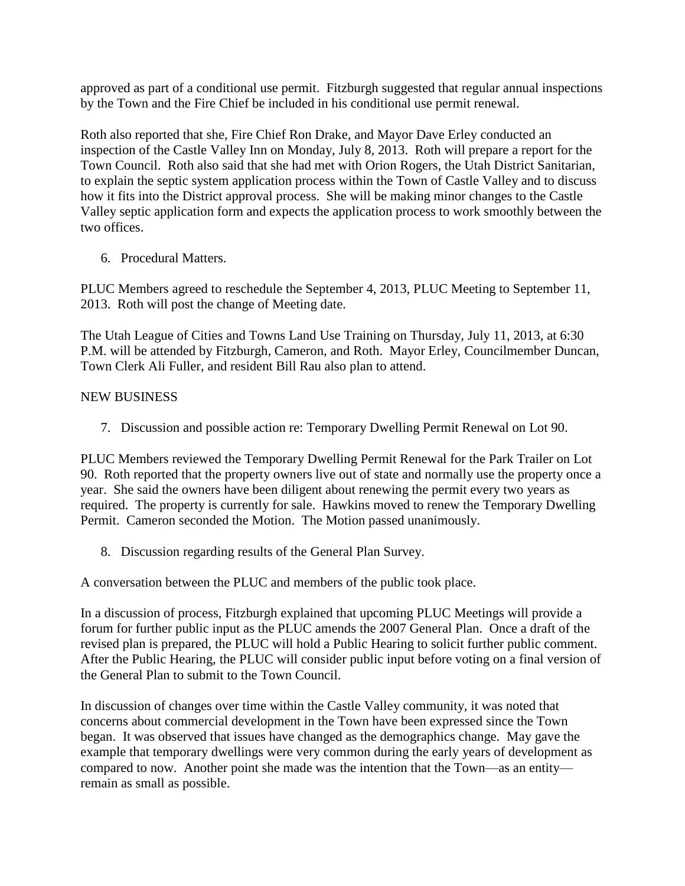approved as part of a conditional use permit. Fitzburgh suggested that regular annual inspections by the Town and the Fire Chief be included in his conditional use permit renewal.

Roth also reported that she, Fire Chief Ron Drake, and Mayor Dave Erley conducted an inspection of the Castle Valley Inn on Monday, July 8, 2013. Roth will prepare a report for the Town Council. Roth also said that she had met with Orion Rogers, the Utah District Sanitarian, to explain the septic system application process within the Town of Castle Valley and to discuss how it fits into the District approval process. She will be making minor changes to the Castle Valley septic application form and expects the application process to work smoothly between the two offices.

6. Procedural Matters.

PLUC Members agreed to reschedule the September 4, 2013, PLUC Meeting to September 11, 2013. Roth will post the change of Meeting date.

The Utah League of Cities and Towns Land Use Training on Thursday, July 11, 2013, at 6:30 P.M. will be attended by Fitzburgh, Cameron, and Roth. Mayor Erley, Councilmember Duncan, Town Clerk Ali Fuller, and resident Bill Rau also plan to attend.

NEW BUSINESS

7. Discussion and possible action re: Temporary Dwelling Permit Renewal on Lot 90.

PLUC Members reviewed the Temporary Dwelling Permit Renewal for the Park Trailer on Lot 90. Roth reported that the property owners live out of state and normally use the property once a year. She said the owners have been diligent about renewing the permit every two years as required. The property is currently for sale. Hawkins moved to renew the Temporary Dwelling Permit. Cameron seconded the Motion. The Motion passed unanimously.

8. Discussion regarding results of the General Plan Survey.

A conversation between the PLUC and members of the public took place.

In a discussion of process, Fitzburgh explained that upcoming PLUC Meetings will provide a forum for further public input as the PLUC amends the 2007 General Plan. Once a draft of the revised plan is prepared, the PLUC will hold a Public Hearing to solicit further public comment. After the Public Hearing, the PLUC will consider public input before voting on a final version of the General Plan to submit to the Town Council.

In discussion of changes over time within the Castle Valley community, it was noted that concerns about commercial development in the Town have been expressed since the Town began. It was observed that issues have changed as the demographics change. May gave the example that temporary dwellings were very common during the early years of development as compared to now. Another point she made was the intention that the Town—as an entity—remain as small as possible.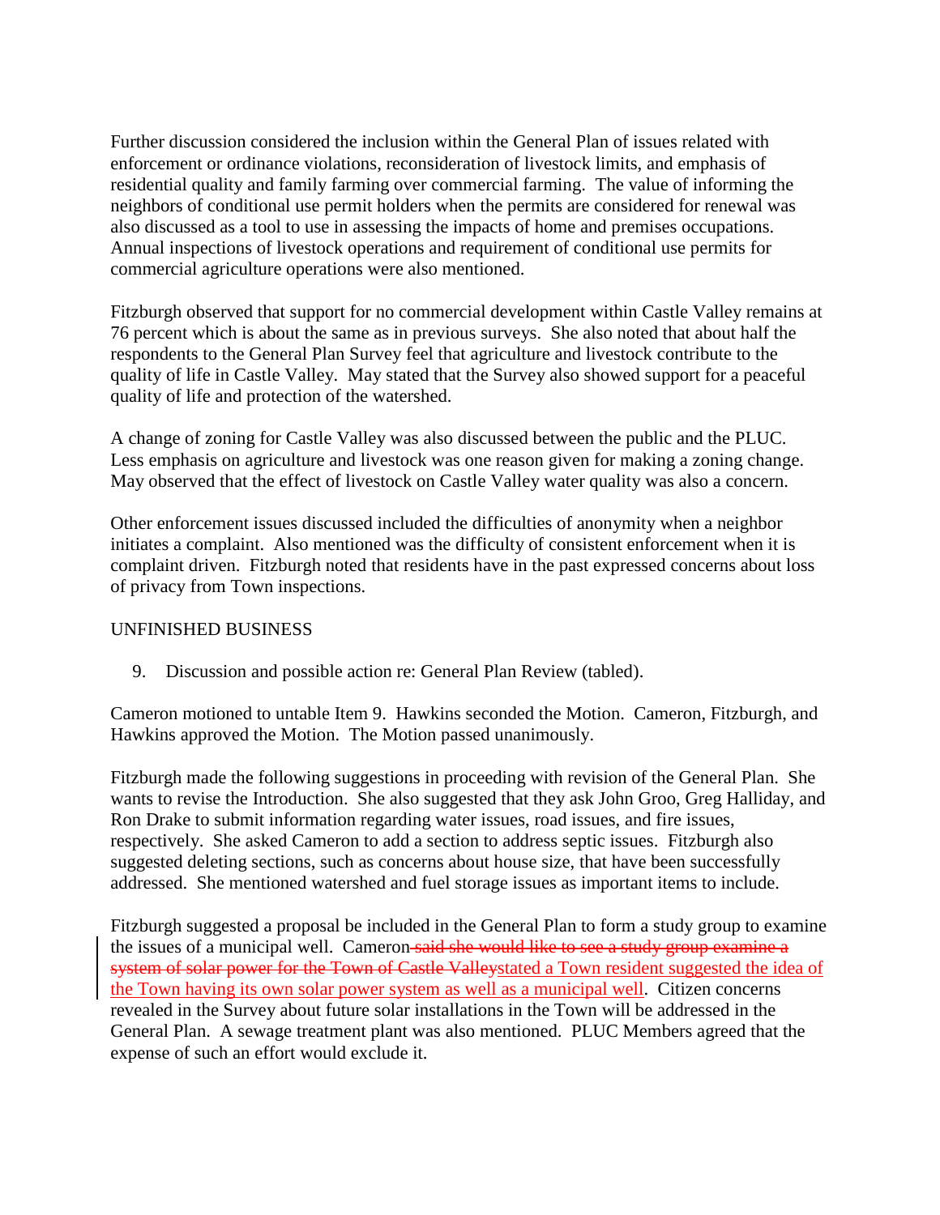Further discussion considered the inclusion within the General Plan of issues related with enforcement or ordinance violations, reconsideration of livestock limits, and emphasis of residential quality and family farming over commercial farming. The value of informing the neighbors of conditional use permit holders when the permits are considered for renewal was also discussed as a tool to use in assessing the impacts of home and premises occupations. Annual inspections of livestock operations and requirement of conditional use permits for commercial agriculture operations were also mentioned.

Fitzburgh observed that support for no commercial development within Castle Valley remains at 76 percent which is about the same as in previous surveys. She also noted that about half the respondents to the General Plan Survey feel that agriculture and livestock contribute to the quality of life in Castle Valley. May stated that the Survey also showed support for a peaceful quality of life and protection of the watershed.

A change of zoning for Castle Valley was also discussed between the public and the PLUC. Less emphasis on agriculture and livestock was one reason given for making a zoning change. May observed that the effect of livestock on Castle Valley water quality was also a concern.

Other enforcement issues discussed included the difficulties of anonymity when a neighbor initiates a complaint. Also mentioned was the difficulty of consistent enforcement when it is complaint driven. Fitzburgh noted that residents have in the past expressed concerns about loss of privacy from Town inspections.

UNFINISHED BUSINESS

9. Discussion and possible action re: General Plan Review (tabled).

Cameron motioned to untable Item 9. Hawkins seconded the Motion. Cameron, Fitzburgh, and Hawkins approved the Motion. The Motion passed unanimously.

Fitzburgh made the following suggestions in proceeding with revision of the General Plan. She wants to revise the Introduction. She also suggested that they ask John Groo, Greg Halliday, and Ron Drake to submit information regarding water issues, road issues, and fire issues, respectively. She asked Cameron to add a section to address septic issues. Fitzburgh also suggested deleting sections, such as concerns about house size, that have been successfully addressed. She mentioned watershed and fuel storage issues as important items to include.

Fitzburgh suggested a proposal be included in the General Plan to form a study group to examine the issues of a municipal well. Cameron ~~said she would like to see a study group examine a system of solar power for the Town of Castle Valley~~stated a Town resident suggested the idea of the Town having its own solar power system as well as a municipal well. Citizen concerns revealed in the Survey about future solar installations in the Town will be addressed in the General Plan. A sewage treatment plant was also mentioned. PLUC Members agreed that the expense of such an effort would exclude it.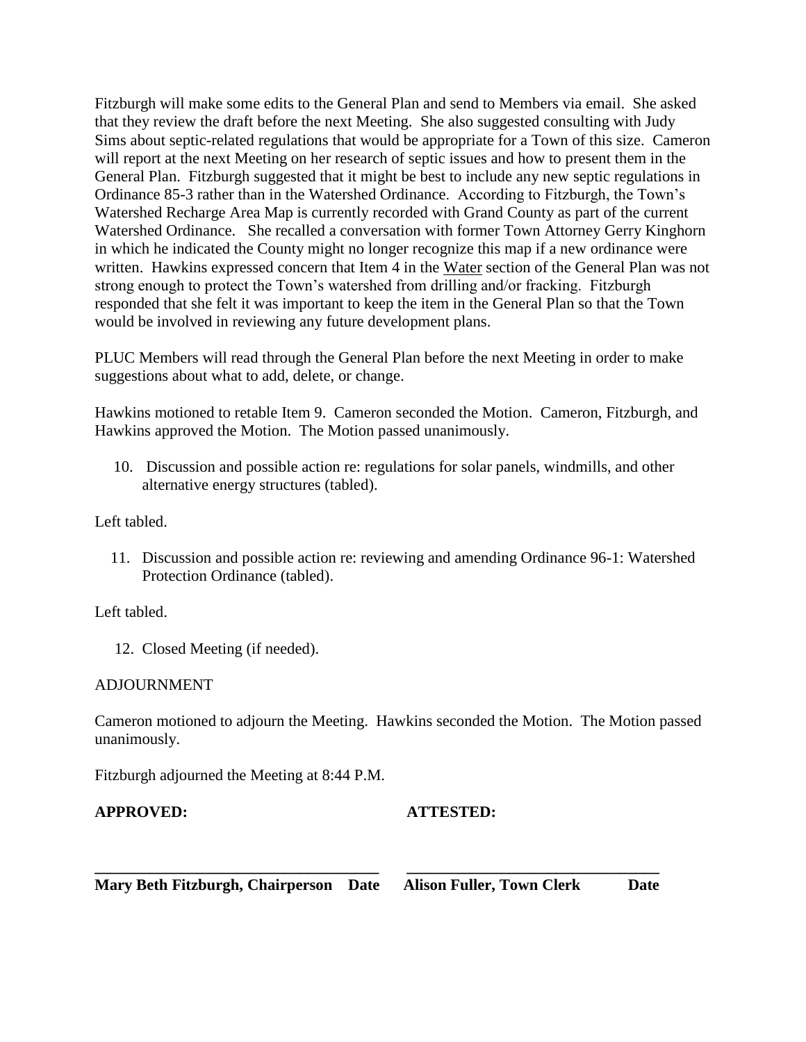Fitzburgh will make some edits to the General Plan and send to Members via email. She asked that they review the draft before the next Meeting. She also suggested consulting with Judy Sims about septic-related regulations that would be appropriate for a Town of this size. Cameron will report at the next Meeting on her research of septic issues and how to present them in the General Plan. Fitzburgh suggested that it might be best to include any new septic regulations in Ordinance 85-3 rather than in the Watershed Ordinance. According to Fitzburgh, the Town's Watershed Recharge Area Map is currently recorded with Grand County as part of the current Watershed Ordinance. She recalled a conversation with former Town Attorney Gerry Kinghorn in which he indicated the County might no longer recognize this map if a new ordinance were written. Hawkins expressed concern that Item 4 in the Water section of the General Plan was not strong enough to protect the Town's watershed from drilling and/or fracking. Fitzburgh responded that she felt it was important to keep the item in the General Plan so that the Town would be involved in reviewing any future development plans.

PLUC Members will read through the General Plan before the next Meeting in order to make suggestions about what to add, delete, or change.

Hawkins motioned to retable Item 9. Cameron seconded the Motion. Cameron, Fitzburgh, and Hawkins approved the Motion. The Motion passed unanimously.

10. Discussion and possible action re: regulations for solar panels, windmills, and other alternative energy structures (tabled).

Left tabled.

11. Discussion and possible action re: reviewing and amending Ordinance 96-1: Watershed Protection Ordinance (tabled).

Left tabled.

12. Closed Meeting (if needed).

ADJOURNMENT

Cameron motioned to adjourn the Meeting. Hawkins seconded the Motion. The Motion passed unanimously.

Fitzburgh adjourned the Meeting at 8:44 P.M.

**APPROVED:** **ATTESTED:**

**______________________________________ ________________________________**

**Mary Beth Fitzburgh, Chairperson Date Alison Fuller, Town Clerk Date**